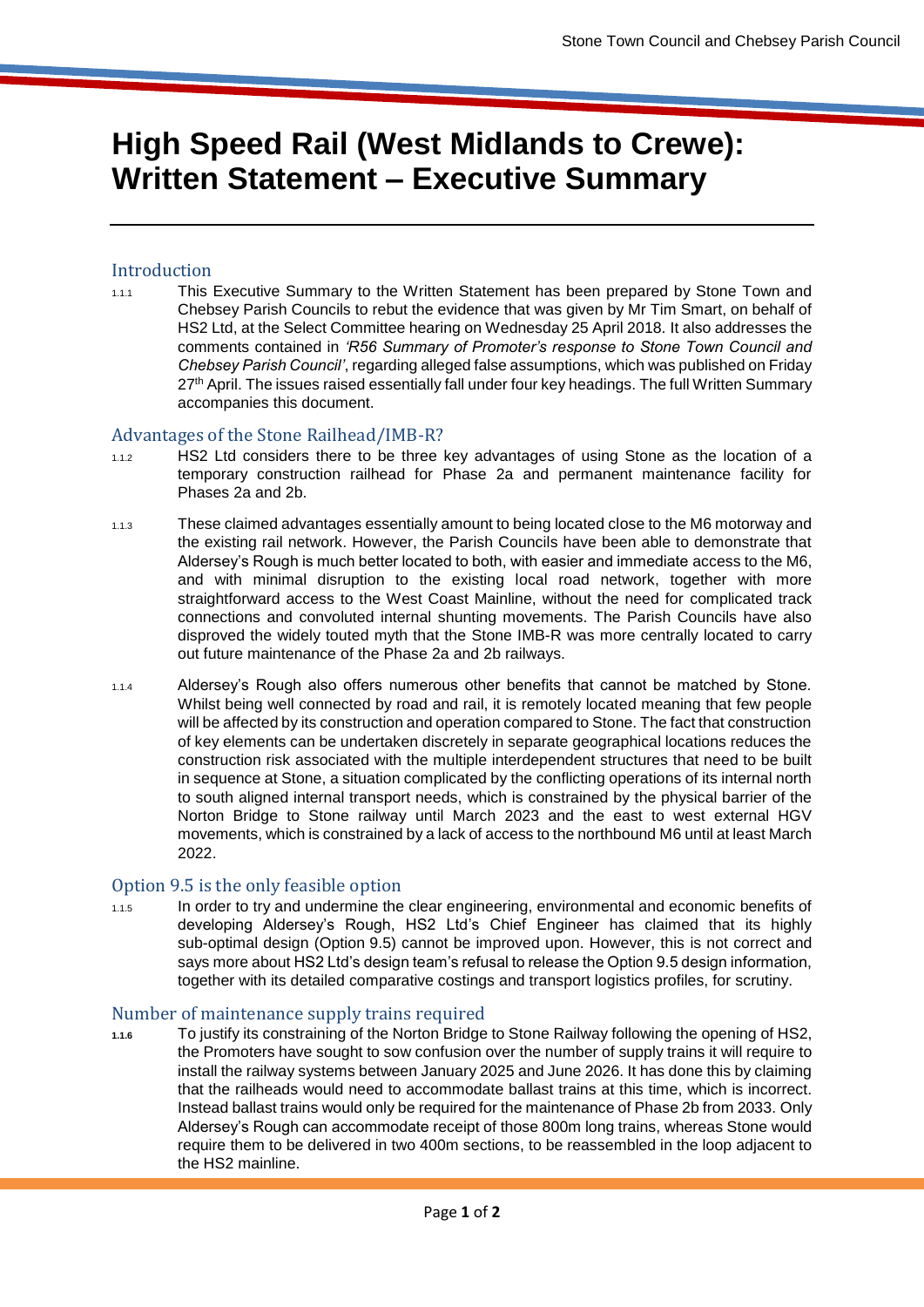# High Speed Rail (West Midlands to Crewe): Written Statement – Executive Summary

## Introduction

1.1.1 This Executive Summary to the Written Statement has been prepared by Stone Town and Chebsey Parish Councils to rebut the evidence that was given by Mr Tim Smart, on behalf of HS2 Ltd, at the Select Committee hearing on Wednesday 25 April 2018. It also addresses the comments contained in *'R56 Summary of Promoter's response to Stone Town Council and Chebsey Parish Council'*, regarding alleged false assumptions, which was published on Friday 27th April. The issues raised essentially fall under four key headings. The full Written Summary accompanies this document.

## Advantages of the Stone Railhead/IMB-R?

1.1.2 HS2 Ltd considers there to be three key advantages of using Stone as the location of a temporary construction railhead for Phase 2a and permanent maintenance facility for Phases 2a and 2b.

1.1.3 These claimed advantages essentially amount to being located close to the M6 motorway and the existing rail network. However, the Parish Councils have been able to demonstrate that Aldersey's Rough is much better located to both, with easier and immediate access to the M6, and with minimal disruption to the existing local road network, together with more straightforward access to the West Coast Mainline, without the need for complicated track connections and convoluted internal shunting movements. The Parish Councils have also disproved the widely touted myth that the Stone IMB-R was more centrally located to carry out future maintenance of the Phase 2a and 2b railways.

1.1.4 Aldersey's Rough also offers numerous other benefits that cannot be matched by Stone. Whilst being well connected by road and rail, it is remotely located meaning that few people will be affected by its construction and operation compared to Stone. The fact that construction of key elements can be undertaken discretely in separate geographical locations reduces the construction risk associated with the multiple interdependent structures that need to be built in sequence at Stone, a situation complicated by the conflicting operations of its internal north to south aligned internal transport needs, which is constrained by the physical barrier of the Norton Bridge to Stone railway until March 2023 and the east to west external HGV movements, which is constrained by a lack of access to the northbound M6 until at least March 2022.

## Option 9.5 is the only feasible option

1.1.5 In order to try and undermine the clear engineering, environmental and economic benefits of developing Aldersey's Rough, HS2 Ltd's Chief Engineer has claimed that its highly sub-optimal design (Option 9.5) cannot be improved upon. However, this is not correct and says more about HS2 Ltd's design team's refusal to release the Option 9.5 design information, together with its detailed comparative costings and transport logistics profiles, for scrutiny.

## Number of maintenance supply trains required

**1.1.6** To justify its constraining of the Norton Bridge to Stone Railway following the opening of HS2, the Promoters have sought to sow confusion over the number of supply trains it will require to install the railway systems between January 2025 and June 2026. It has done this by claiming that the railheads would need to accommodate ballast trains at this time, which is incorrect. Instead ballast trains would only be required for the maintenance of Phase 2b from 2033. Only Aldersey's Rough can accommodate receipt of those 800m long trains, whereas Stone would require them to be delivered in two 400m sections, to be reassembled in the loop adjacent to the HS2 mainline.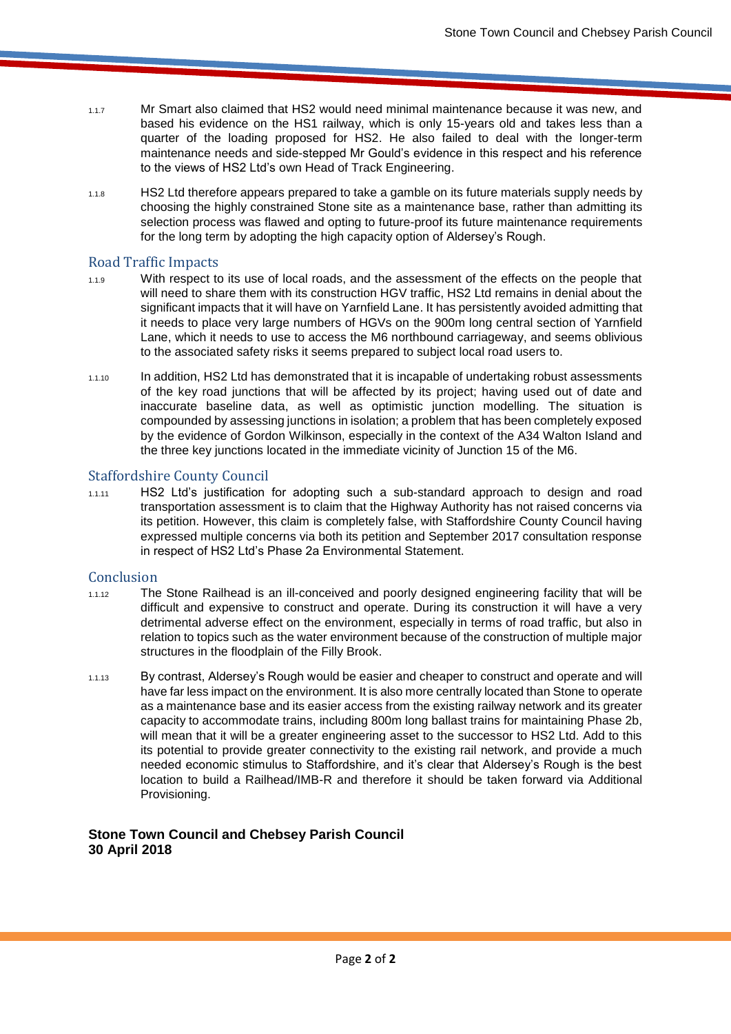1.1.7 Mr Smart also claimed that HS2 would need minimal maintenance because it was new, and based his evidence on the HS1 railway, which is only 15-years old and takes less than a quarter of the loading proposed for HS2. He also failed to deal with the longer-term maintenance needs and side-stepped Mr Gould's evidence in this respect and his reference to the views of HS2 Ltd's own Head of Track Engineering.

1.1.8 HS2 Ltd therefore appears prepared to take a gamble on its future materials supply needs by choosing the highly constrained Stone site as a maintenance base, rather than admitting its selection process was flawed and opting to future-proof its future maintenance requirements for the long term by adopting the high capacity option of Aldersey's Rough.

## Road Traffic Impacts

1.1.9 With respect to its use of local roads, and the assessment of the effects on the people that will need to share them with its construction HGV traffic, HS2 Ltd remains in denial about the significant impacts that it will have on Yarnfield Lane. It has persistently avoided admitting that it needs to place very large numbers of HGVs on the 900m long central section of Yarnfield Lane, which it needs to use to access the M6 northbound carriageway, and seems oblivious to the associated safety risks it seems prepared to subject local road users to.

1.1.10 In addition, HS2 Ltd has demonstrated that it is incapable of undertaking robust assessments of the key road junctions that will be affected by its project; having used out of date and inaccurate baseline data, as well as optimistic junction modelling. The situation is compounded by assessing junctions in isolation; a problem that has been completely exposed by the evidence of Gordon Wilkinson, especially in the context of the A34 Walton Island and the three key junctions located in the immediate vicinity of Junction 15 of the M6.

## Staffordshire County Council

1.1.11 HS2 Ltd's justification for adopting such a sub-standard approach to design and road transportation assessment is to claim that the Highway Authority has not raised concerns via its petition. However, this claim is completely false, with Staffordshire County Council having expressed multiple concerns via both its petition and September 2017 consultation response in respect of HS2 Ltd's Phase 2a Environmental Statement.

## Conclusion

1.1.12 The Stone Railhead is an ill-conceived and poorly designed engineering facility that will be difficult and expensive to construct and operate. During its construction it will have a very detrimental adverse effect on the environment, especially in terms of road traffic, but also in relation to topics such as the water environment because of the construction of multiple major structures in the floodplain of the Filly Brook.

1.1.13 By contrast, Aldersey's Rough would be easier and cheaper to construct and operate and will have far less impact on the environment. It is also more centrally located than Stone to operate as a maintenance base and its easier access from the existing railway network and its greater capacity to accommodate trains, including 800m long ballast trains for maintaining Phase 2b, will mean that it will be a greater engineering asset to the successor to HS2 Ltd. Add to this its potential to provide greater connectivity to the existing rail network, and provide a much needed economic stimulus to Staffordshire, and it's clear that Aldersey's Rough is the best location to build a Railhead/IMB-R and therefore it should be taken forward via Additional Provisioning.

**Stone Town Council and Chebsey Parish Council**
**30 April 2018**